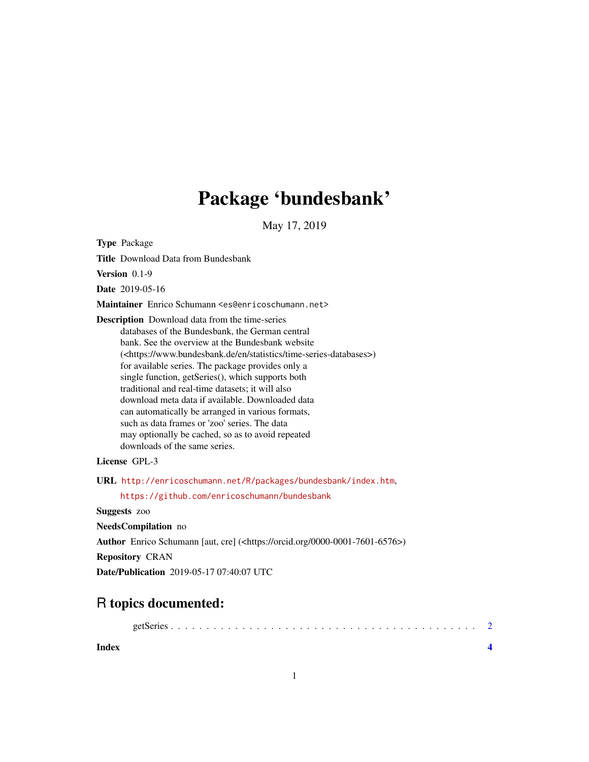# Package 'bundesbank'

May 17, 2019

**Type** Package

**Title** Download Data from Bundesbank

**Version** 0.1-9

**Date** 2019-05-16

**Maintainer** Enrico Schumann <es@enricoschumann.net>

**Description** Download data from the time-series databases of the Bundesbank, the German central bank. See the overview at the Bundesbank website (<https://www.bundesbank.de/en/statistics/time-series-databases>) for available series. The package provides only a single function, getSeries(), which supports both traditional and real-time datasets; it will also download meta data if available. Downloaded data can automatically be arranged in various formats, such as data frames or 'zoo' series. The data may optionally be cached, so as to avoid repeated downloads of the same series.

**License** GPL-3

**URL** http://enricoschumann.net/R/packages/bundesbank/index.htm, https://github.com/enricoschumann/bundesbank

**Suggests** zoo

**NeedsCompilation** no

**Author** Enrico Schumann [aut, cre] (<https://orcid.org/0000-0001-7601-6576>)

**Repository** CRAN

**Date/Publication** 2019-05-17 07:40:07 UTC

## R topics documented:

getSeries . . . . . . . . . . . . . . . . . . . . . . . . . . . . . . . . . . . . . . . . . . 2

**Index** **4**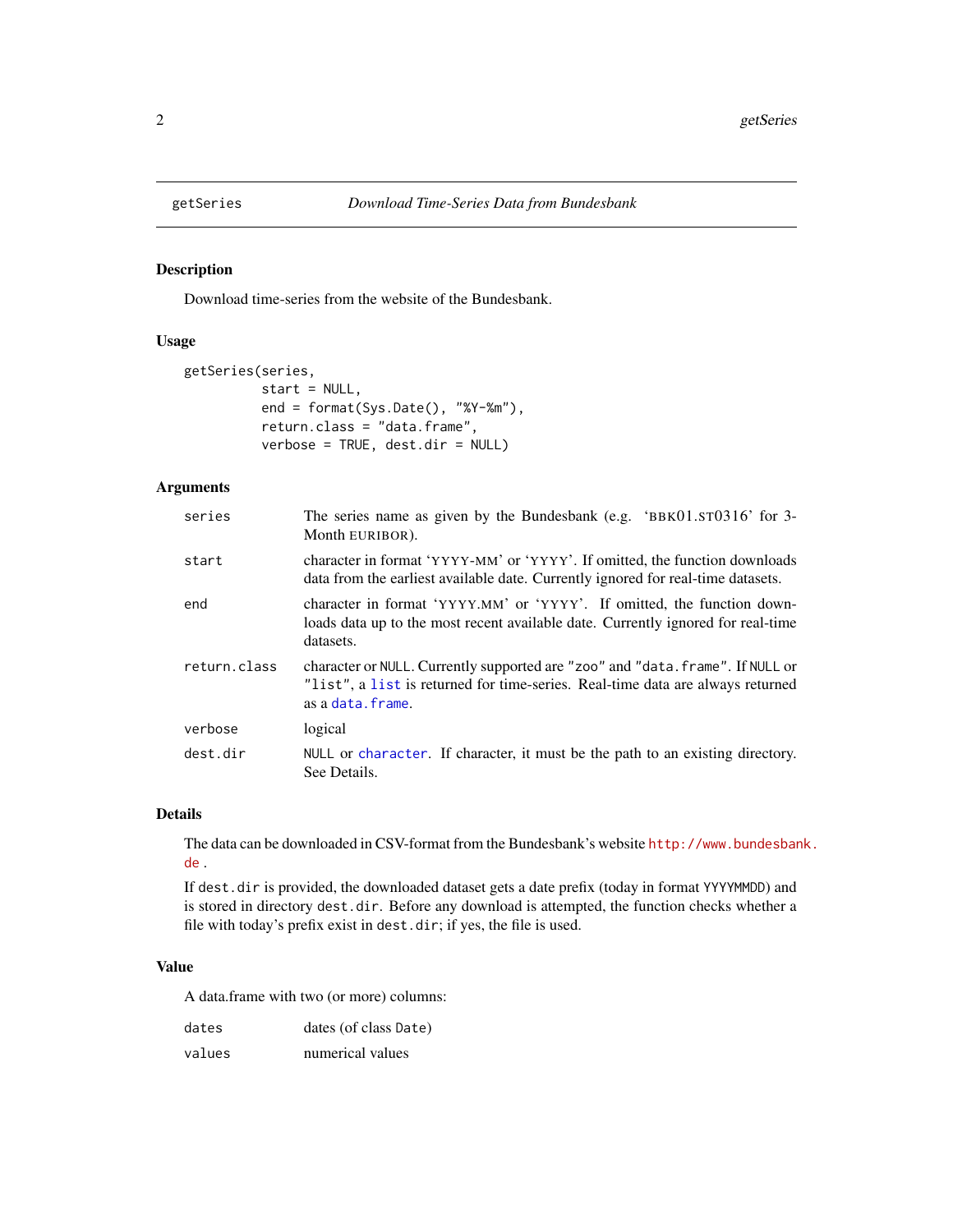## getSeries — *Download Time-Series Data from Bundesbank*

### Description

Download time-series from the website of the Bundesbank.

### Usage

```
getSeries(series,
          start = NULL,
          end = format(Sys.Date(), "%Y-%m"),
          return.class = "data.frame",
          verbose = TRUE, dest.dir = NULL)
```

### Arguments

| | |
|---|---|
| `series` | The series name as given by the Bundesbank (e.g. 'BBK01.ST0316' for 3-Month EURIBOR). |
| `start` | character in format 'YYYY-MM' or 'YYYY'. If omitted, the function downloads data from the earliest available date. Currently ignored for real-time datasets. |
| `end` | character in format 'YYYY.MM' or 'YYYY'. If omitted, the function downloads data up to the most recent available date. Currently ignored for real-time datasets. |
| `return.class` | character or `NULL`. Currently supported are `"zoo"` and `"data.frame"`. If `NULL` or `"list"`, a `list` is returned for time-series. Real-time data are always returned as a `data.frame`. |
| `verbose` | logical |
| `dest.dir` | `NULL` or `character`. If character, it must be the path to an existing directory. See Details. |

### Details

The data can be downloaded in CSV-format from the Bundesbank's website `http://www.bundesbank.de`.

If `dest.dir` is provided, the downloaded dataset gets a date prefix (today in format `YYYYMMDD`) and is stored in directory `dest.dir`. Before any download is attempted, the function checks whether a file with today's prefix exist in `dest.dir`; if yes, the file is used.

### Value

A data.frame with two (or more) columns:

| | |
|---|---|
| `dates` | dates (of class `Date`) |
| `values` | numerical values |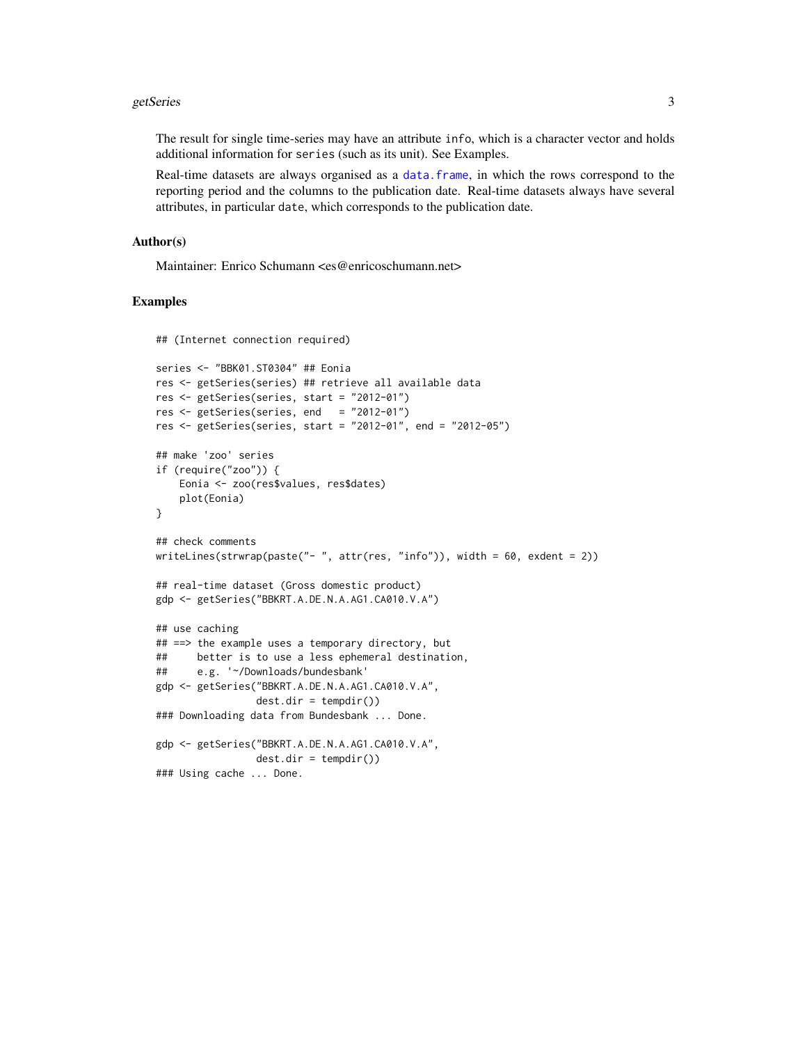The result for single time-series may have an attribute `info`, which is a character vector and holds additional information for `series` (such as its unit). See Examples.

Real-time datasets are always organised as a `data.frame`, in which the rows correspond to the reporting period and the columns to the publication date. Real-time datasets always have several attributes, in particular `date`, which corresponds to the publication date.

## Author(s)

Maintainer: Enrico Schumann <es@enricoschumann.net>

## Examples

```
## (Internet connection required)

series <- "BBK01.ST0304" ## Eonia
res <- getSeries(series) ## retrieve all available data
res <- getSeries(series, start = "2012-01")
res <- getSeries(series, end   = "2012-01")
res <- getSeries(series, start = "2012-01", end = "2012-05")

## make 'zoo' series
if (require("zoo")) {
    Eonia <- zoo(res$values, res$dates)
    plot(Eonia)
}

## check comments
writeLines(strwrap(paste("- ", attr(res, "info")), width = 60, exdent = 2))

## real-time dataset (Gross domestic product)
gdp <- getSeries("BBKRT.A.DE.N.A.AG1.CA010.V.A")

## use caching
## ==> the example uses a temporary directory, but
##     better is to use a less ephemeral destination,
##     e.g. '~/Downloads/bundesbank'
gdp <- getSeries("BBKRT.A.DE.N.A.AG1.CA010.V.A",
                 dest.dir = tempdir())
### Downloading data from Bundesbank ... Done.

gdp <- getSeries("BBKRT.A.DE.N.A.AG1.CA010.V.A",
                 dest.dir = tempdir())
### Using cache ... Done.
```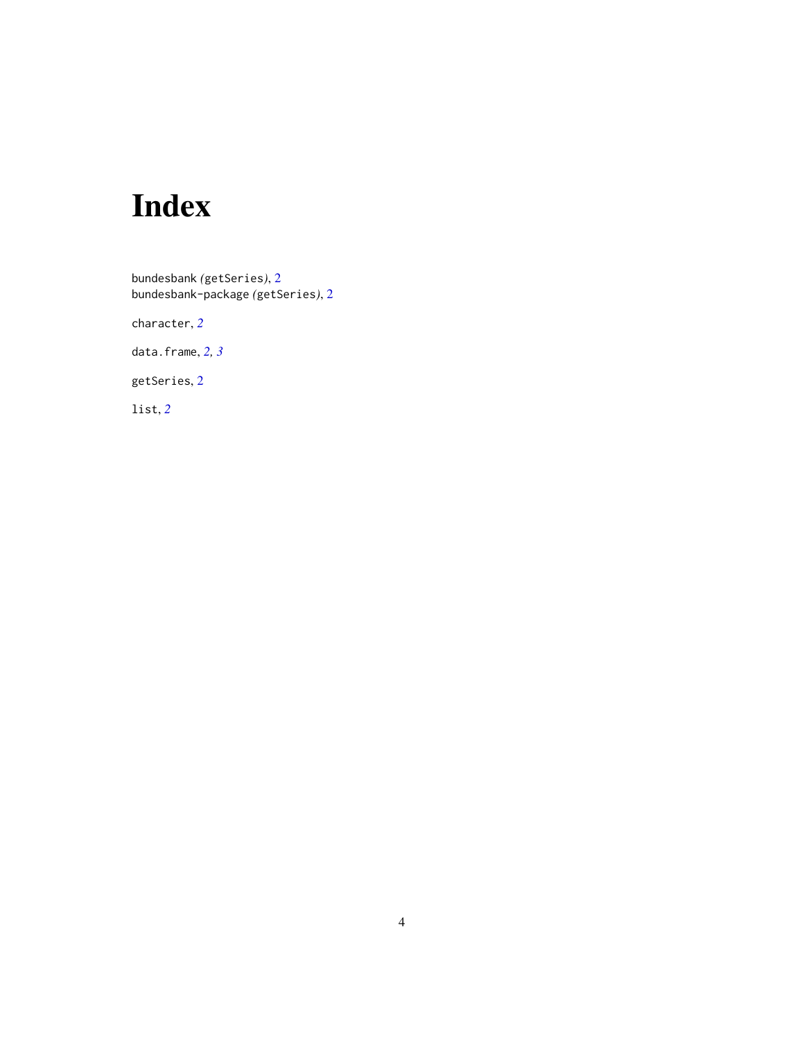# Index

bundesbank *(*getSeries*)*, 2
bundesbank-package *(*getSeries*)*, 2

character, *2*

data.frame, *2, 3*

getSeries, 2

list, *2*